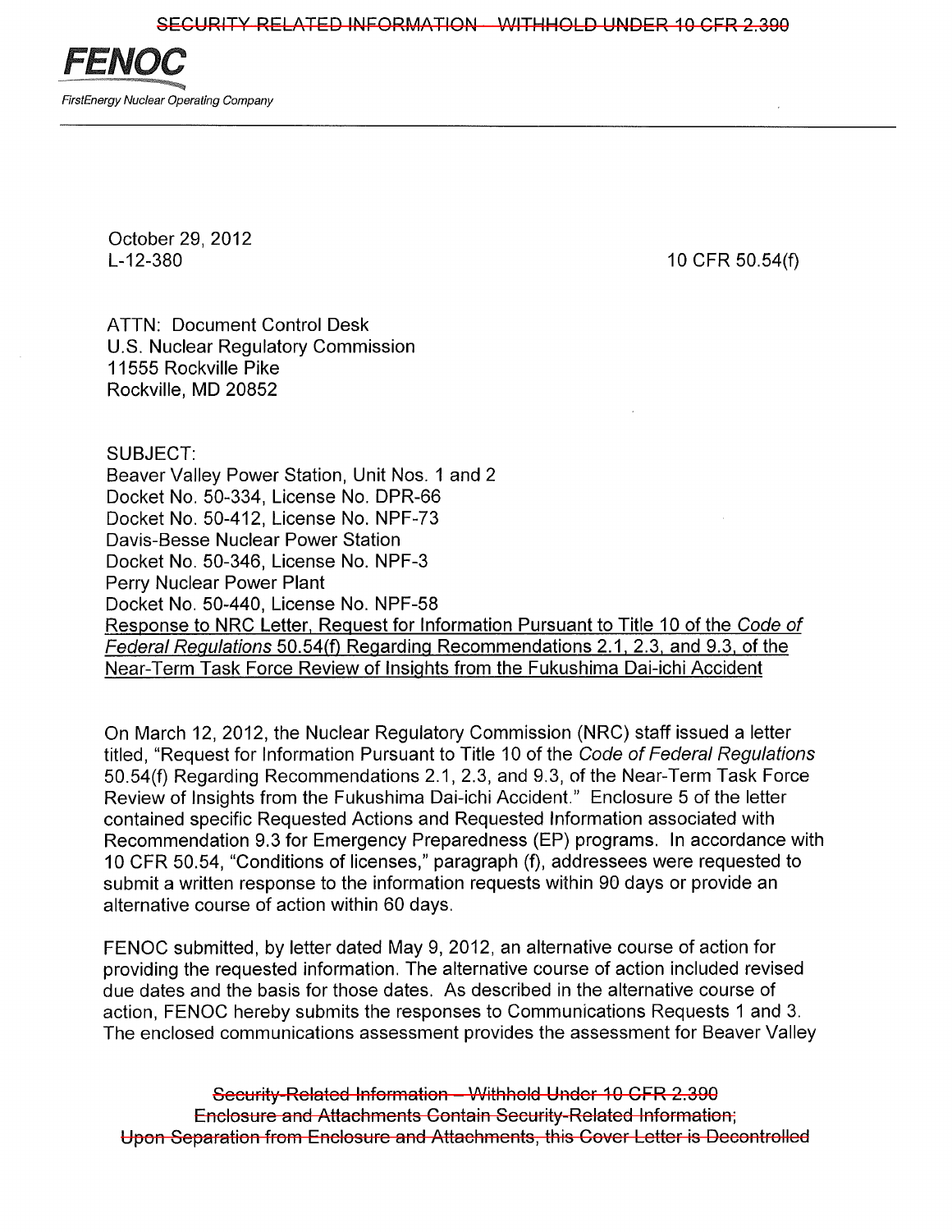~~SECURITY RELATED INFORMATION – WITHHOLD UNDER 10 CFR 2.390~~

**FENOC**

*FirstEnergy Nuclear Operating Company*

October 29, 2012
L-12-380

10 CFR 50.54(f)

ATTN: Document Control Desk
U.S. Nuclear Regulatory Commission
11555 Rockville Pike
Rockville, MD 20852

SUBJECT:
Beaver Valley Power Station, Unit Nos. 1 and 2
Docket No. 50-334, License No. DPR-66
Docket No. 50-412, License No. NPF-73
Davis-Besse Nuclear Power Station
Docket No. 50-346, License No. NPF-3
Perry Nuclear Power Plant
Docket No. 50-440, License No. NPF-58
<u>Response to NRC Letter, Request for Information Pursuant to Title 10 of the *Code of Federal Regulations* 50.54(f) Regarding Recommendations 2.1, 2.3, and 9.3, of the Near-Term Task Force Review of Insights from the Fukushima Dai-ichi Accident</u>

On March 12, 2012, the Nuclear Regulatory Commission (NRC) staff issued a letter titled, "Request for Information Pursuant to Title 10 of the *Code of Federal Regulations* 50.54(f) Regarding Recommendations 2.1, 2.3, and 9.3, of the Near-Term Task Force Review of Insights from the Fukushima Dai-ichi Accident." Enclosure 5 of the letter contained specific Requested Actions and Requested Information associated with Recommendation 9.3 for Emergency Preparedness (EP) programs. In accordance with 10 CFR 50.54, "Conditions of licenses," paragraph (f), addressees were requested to submit a written response to the information requests within 90 days or provide an alternative course of action within 60 days.

FENOC submitted, by letter dated May 9, 2012, an alternative course of action for providing the requested information. The alternative course of action included revised due dates and the basis for those dates. As described in the alternative course of action, FENOC hereby submits the responses to Communications Requests 1 and 3. The enclosed communications assessment provides the assessment for Beaver Valley

~~Security-Related Information – Withhold Under 10 CFR 2.390~~
~~Enclosure and Attachments Contain Security-Related Information;~~
~~Upon Separation from Enclosure and Attachments, this Cover Letter is Decontrolled~~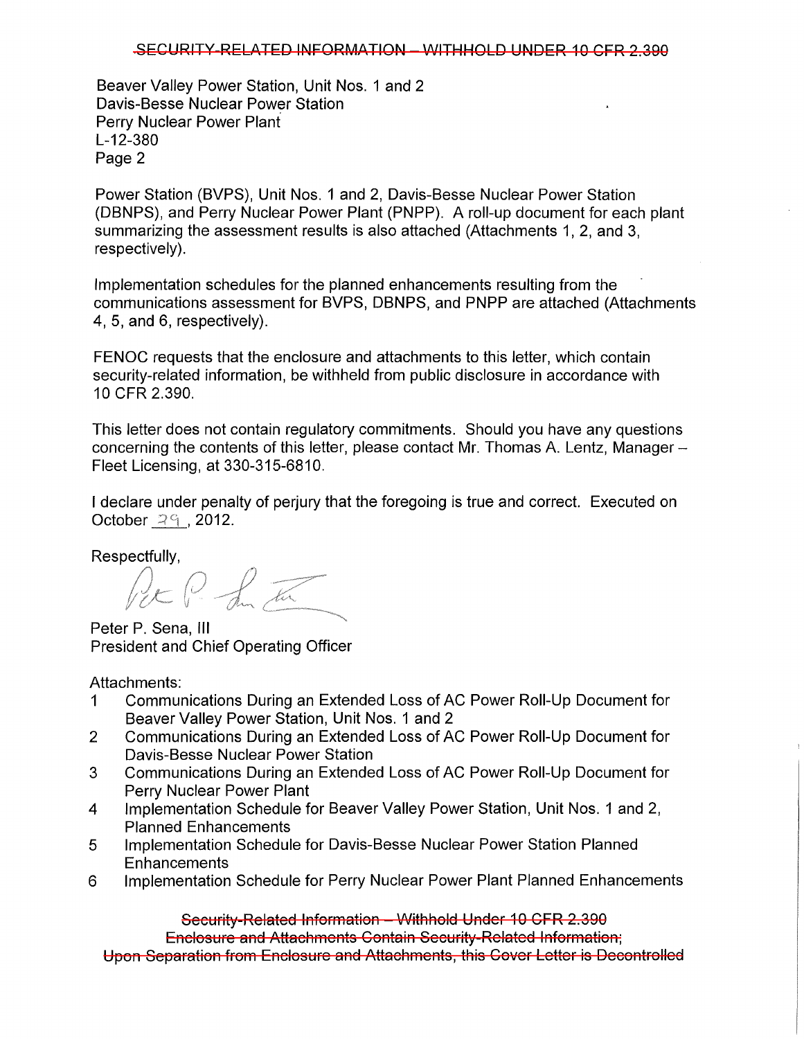Beaver Valley Power Station, Unit Nos. 1 and 2
Davis-Besse Nuclear Power Station
Perry Nuclear Power Plant
L-12-380

Power Station (BVPS), Unit Nos. 1 and 2, Davis-Besse Nuclear Power Station (DBNPS), and Perry Nuclear Power Plant (PNPP). A roll-up document for each plant summarizing the assessment results is also attached (Attachments 1, 2, and 3, respectively).

Implementation schedules for the planned enhancements resulting from the communications assessment for BVPS, DBNPS, and PNPP are attached (Attachments 4, 5, and 6, respectively).

FENOC requests that the enclosure and attachments to this letter, which contain security-related information, be withheld from public disclosure in accordance with 10 CFR 2.390.

This letter does not contain regulatory commitments. Should you have any questions concerning the contents of this letter, please contact Mr. Thomas A. Lentz, Manager – Fleet Licensing, at 330-315-6810.

I declare under penalty of perjury that the foregoing is true and correct. Executed on October 29, 2012.

Respectfully,

Peter P. Sena, III
President and Chief Operating Officer

Attachments:

1. Communications During an Extended Loss of AC Power Roll-Up Document for Beaver Valley Power Station, Unit Nos. 1 and 2
2. Communications During an Extended Loss of AC Power Roll-Up Document for Davis-Besse Nuclear Power Station
3. Communications During an Extended Loss of AC Power Roll-Up Document for Perry Nuclear Power Plant
4. Implementation Schedule for Beaver Valley Power Station, Unit Nos. 1 and 2, Planned Enhancements
5. Implementation Schedule for Davis-Besse Nuclear Power Station Planned Enhancements
6. Implementation Schedule for Perry Nuclear Power Plant Planned Enhancements

~~Security-Related Information – Withhold Under 10 CFR 2.390~~
~~Enclosure and Attachments Contain Security-Related Information;~~
~~Upon Separation from Enclosure and Attachments, this Cover Letter is Decontrolled~~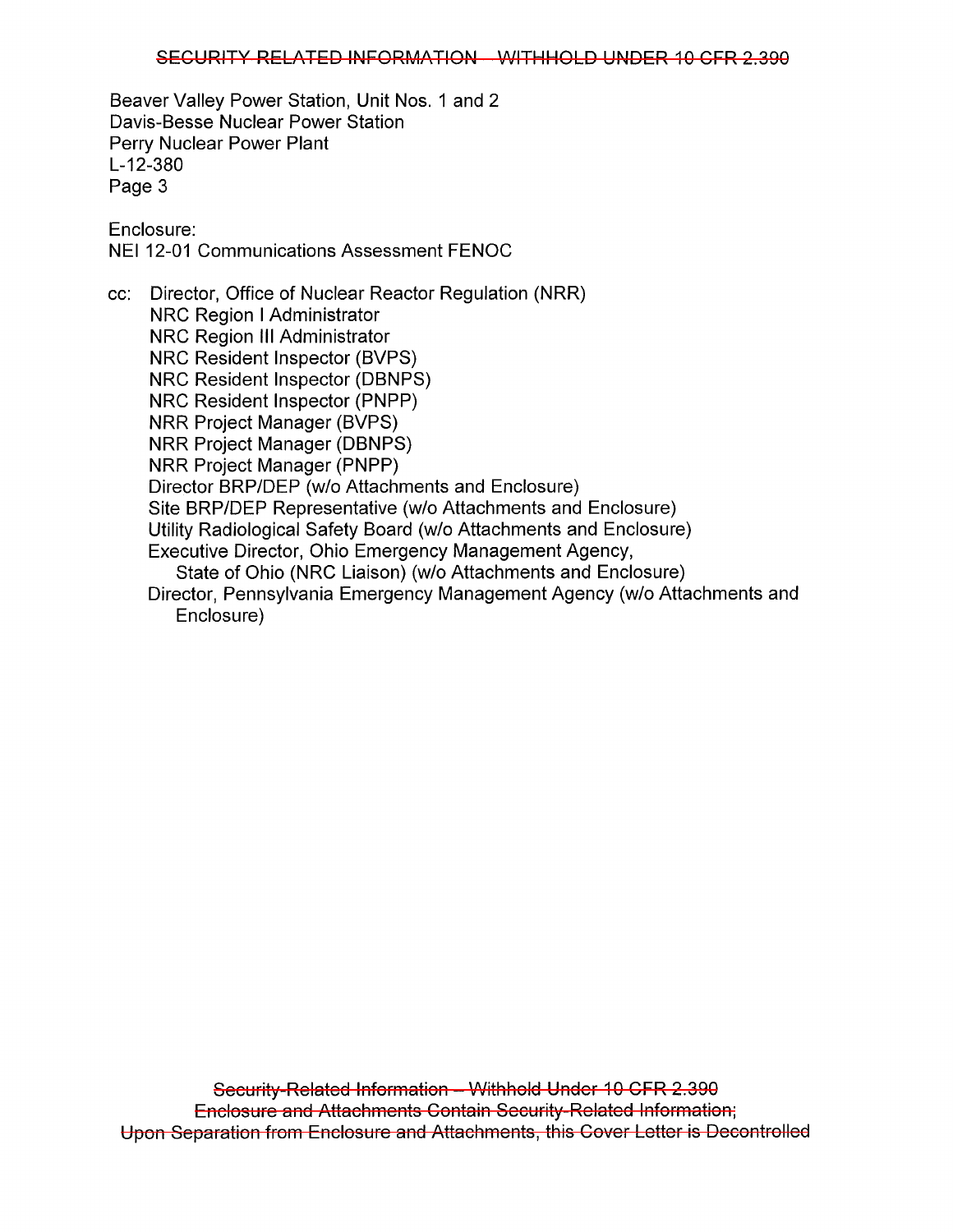Beaver Valley Power Station, Unit Nos. 1 and 2
Davis-Besse Nuclear Power Station
Perry Nuclear Power Plant
L-12-380

Enclosure:
NEI 12-01 Communications Assessment FENOC

cc: Director, Office of Nuclear Reactor Regulation (NRR)
NRC Region I Administrator
NRC Region III Administrator
NRC Resident Inspector (BVPS)
NRC Resident Inspector (DBNPS)
NRC Resident Inspector (PNPP)
NRR Project Manager (BVPS)
NRR Project Manager (DBNPS)
NRR Project Manager (PNPP)
Director BRP/DEP (w/o Attachments and Enclosure)
Site BRP/DEP Representative (w/o Attachments and Enclosure)
Utility Radiological Safety Board (w/o Attachments and Enclosure)
Executive Director, Ohio Emergency Management Agency,
State of Ohio (NRC Liaison) (w/o Attachments and Enclosure)
Director, Pennsylvania Emergency Management Agency (w/o Attachments and Enclosure)

~~Security-Related Information – Withhold Under 10 CFR 2.390~~
~~Enclosure and Attachments Contain Security-Related Information;~~
~~Upon Separation from Enclosure and Attachments, this Cover Letter is Decontrolled~~